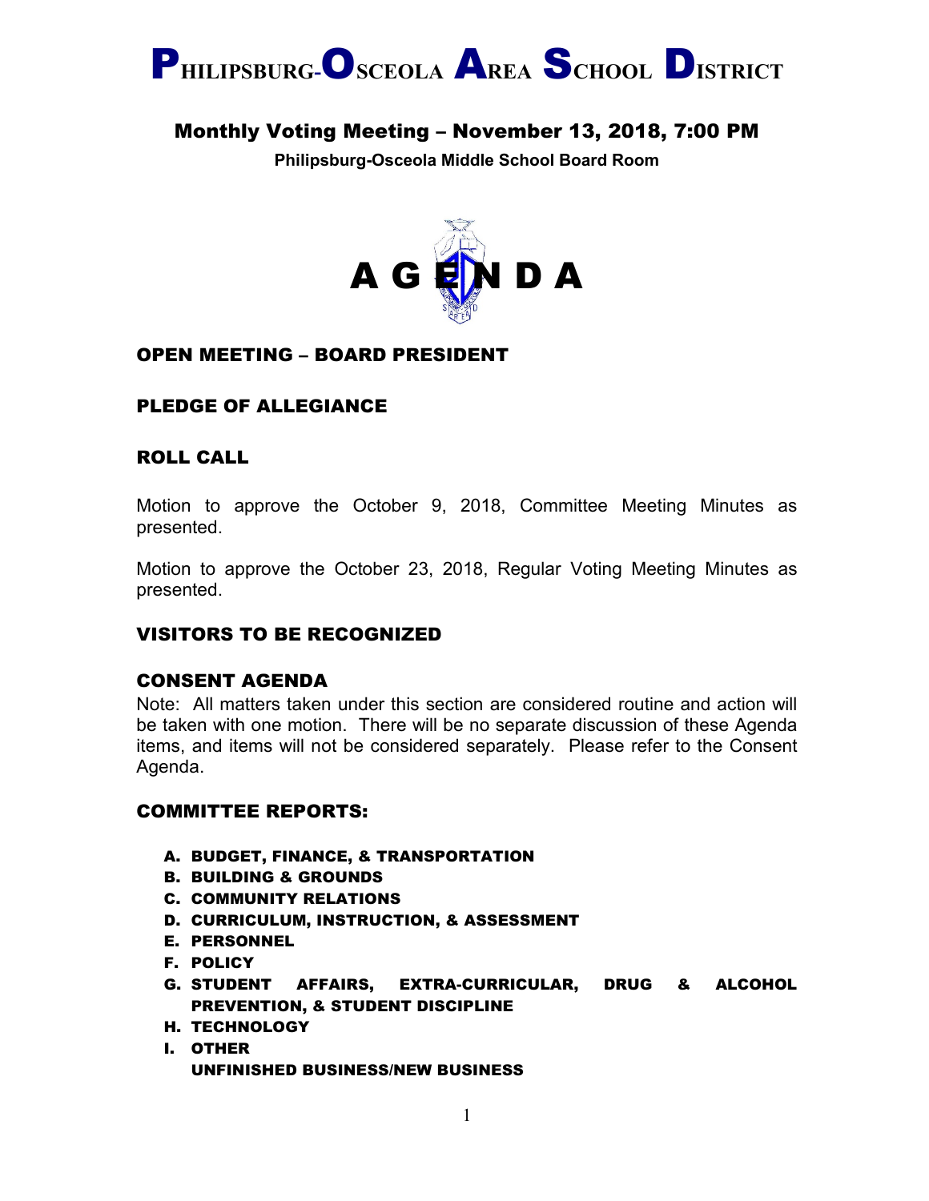# PHILIPSBURG-OSCEOLA AREA SCHOOL DISTRICT

## Monthly Voting Meeting – November 13, 2018, 7:00 PM

**Philipsburg-Osceola Middle School Board Room**

# A G E N D A

## OPEN MEETING – BOARD PRESIDENT

## PLEDGE OF ALLEGIANCE

## ROLL CALL

Motion to approve the October 9, 2018, Committee Meeting Minutes as presented.

Motion to approve the October 23, 2018, Regular Voting Meeting Minutes as presented.

## VISITORS TO BE RECOGNIZED

## CONSENT AGENDA

Note: All matters taken under this section are considered routine and action will be taken with one motion. There will be no separate discussion of these Agenda items, and items will not be considered separately. Please refer to the Consent Agenda.

## COMMITTEE REPORTS:

A. **BUDGET, FINANCE, & TRANSPORTATION**
B. **BUILDING & GROUNDS**
C. **COMMUNITY RELATIONS**
D. **CURRICULUM, INSTRUCTION, & ASSESSMENT**
E. **PERSONNEL**
F. **POLICY**
G. **STUDENT AFFAIRS, EXTRA-CURRICULAR, DRUG & ALCOHOL PREVENTION, & STUDENT DISCIPLINE**
H. **TECHNOLOGY**
I. **OTHER**
   **UNFINISHED BUSINESS/NEW BUSINESS**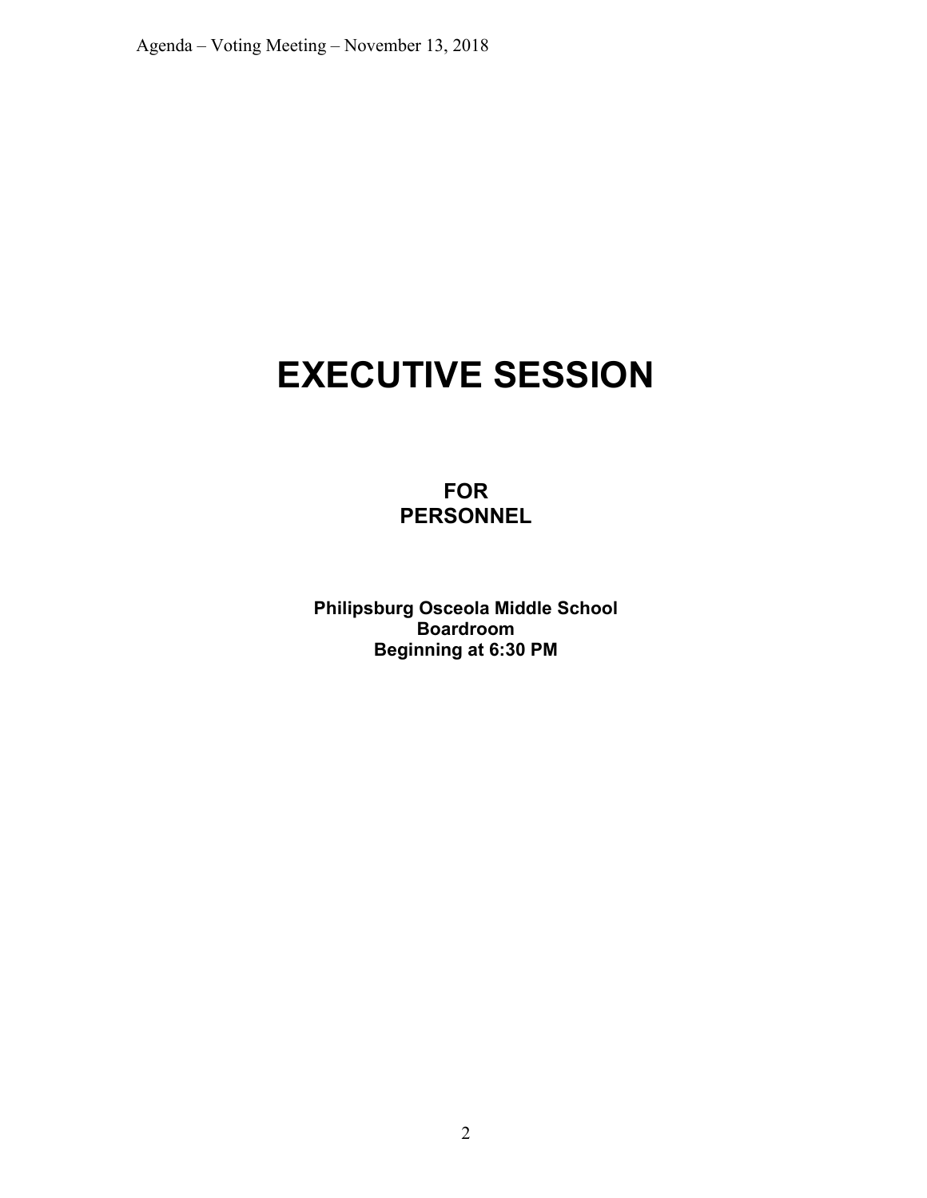# EXECUTIVE SESSION

**FOR**
**PERSONNEL**

**Philipsburg Osceola Middle School**
**Boardroom**
**Beginning at 6:30 PM**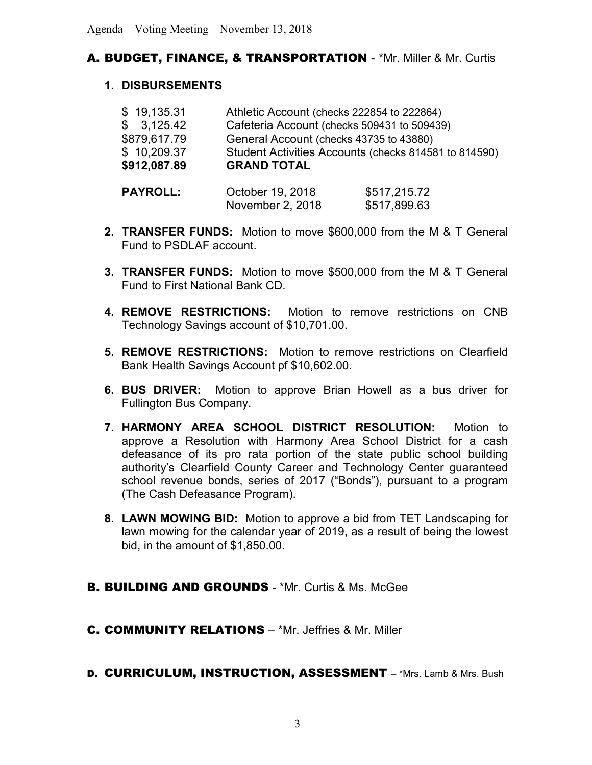## A. BUDGET, FINANCE, & TRANSPORTATION - *Mr. Miller & Mr. Curtis

1. **DISBURSEMENTS**

| | |
|---|---|
| $ 19,135.31 | Athletic Account (checks 222854 to 222864) |
| $ 3,125.42 | Cafeteria Account (checks 509431 to 509439) |
| $879,617.79 | General Account (checks 43735 to 43880) |
| $ 10,209.37 | Student Activities Accounts (checks 814581 to 814590) |
| **$912,087.89** | **GRAND TOTAL** |

| | | |
|---|---|---|
| **PAYROLL:** | October 19, 2018 | $517,215.72 |
| | November 2, 2018 | $517,899.63 |

2. **TRANSFER FUNDS:** Motion to move $600,000 from the M & T General Fund to PSDLAF account.

3. **TRANSFER FUNDS:** Motion to move $500,000 from the M & T General Fund to First National Bank CD.

4. **REMOVE RESTRICTIONS:** Motion to remove restrictions on CNB Technology Savings account of $10,701.00.

5. **REMOVE RESTRICTIONS:** Motion to remove restrictions on Clearfield Bank Health Savings Account pf $10,602.00.

6. **BUS DRIVER:** Motion to approve Brian Howell as a bus driver for Fullington Bus Company.

7. **HARMONY AREA SCHOOL DISTRICT RESOLUTION:** Motion to approve a Resolution with Harmony Area School District for a cash defeasance of its pro rata portion of the state public school building authority's Clearfield County Career and Technology Center guaranteed school revenue bonds, series of 2017 ("Bonds"), pursuant to a program (The Cash Defeasance Program).

8. **LAWN MOWING BID:** Motion to approve a bid from TET Landscaping for lawn mowing for the calendar year of 2019, as a result of being the lowest bid, in the amount of $1,850.00.

## B. BUILDING AND GROUNDS - *Mr. Curtis & Ms. McGee

## C. COMMUNITY RELATIONS – *Mr. Jeffries & Mr. Miller

## D. CURRICULUM, INSTRUCTION, ASSESSMENT – *Mrs. Lamb & Mrs. Bush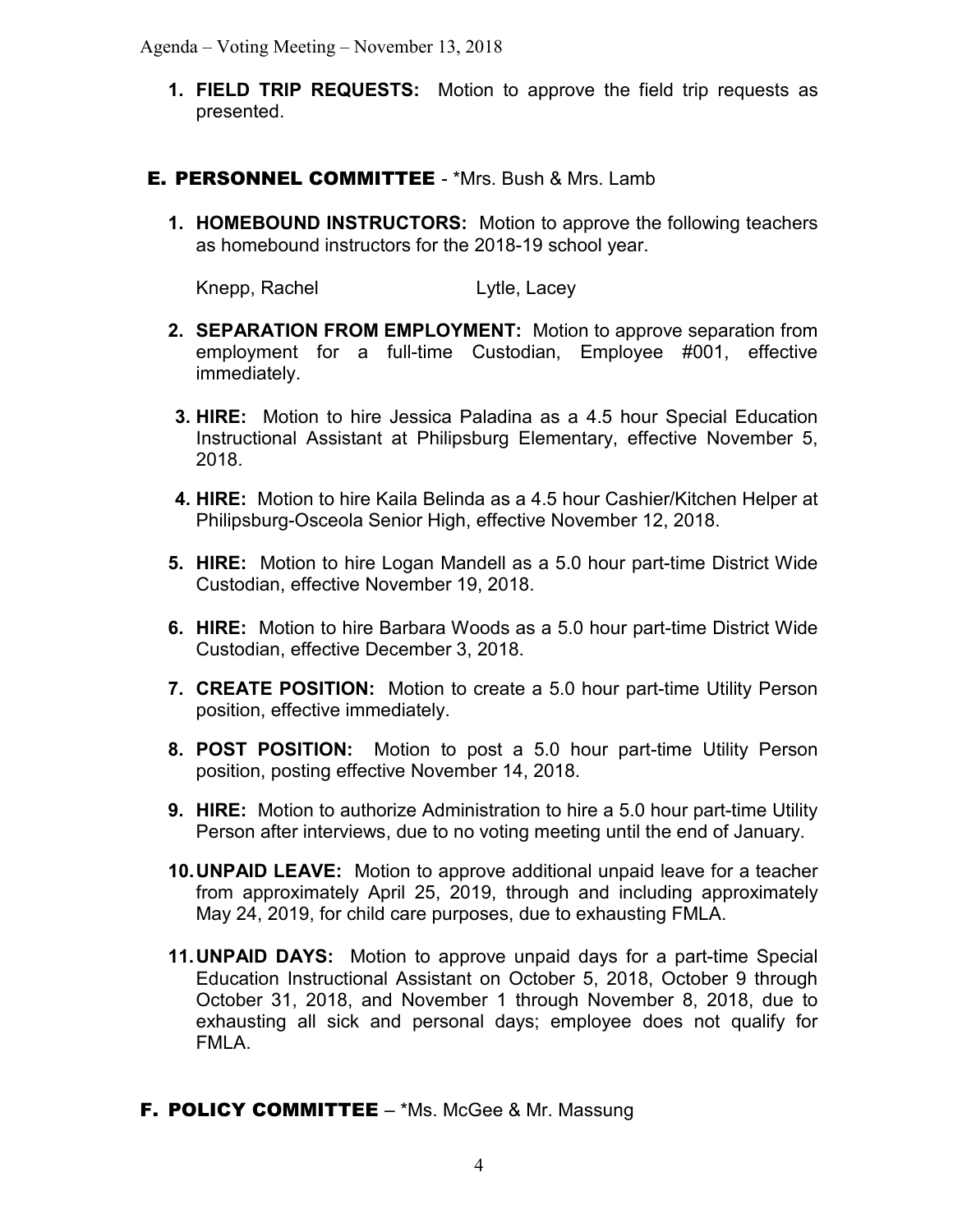1. **FIELD TRIP REQUESTS:** Motion to approve the field trip requests as presented.

## E. PERSONNEL COMMITTEE - *Mrs. Bush & Mrs. Lamb

1. **HOMEBOUND INSTRUCTORS:** Motion to approve the following teachers as homebound instructors for the 2018-19 school year.

   Knepp, Rachel    Lytle, Lacey

2. **SEPARATION FROM EMPLOYMENT:** Motion to approve separation from employment for a full-time Custodian, Employee #001, effective immediately.

3. **HIRE:** Motion to hire Jessica Paladina as a 4.5 hour Special Education Instructional Assistant at Philipsburg Elementary, effective November 5, 2018.

4. **HIRE:** Motion to hire Kaila Belinda as a 4.5 hour Cashier/Kitchen Helper at Philipsburg-Osceola Senior High, effective November 12, 2018.

5. **HIRE:** Motion to hire Logan Mandell as a 5.0 hour part-time District Wide Custodian, effective November 19, 2018.

6. **HIRE:** Motion to hire Barbara Woods as a 5.0 hour part-time District Wide Custodian, effective December 3, 2018.

7. **CREATE POSITION:** Motion to create a 5.0 hour part-time Utility Person position, effective immediately.

8. **POST POSITION:** Motion to post a 5.0 hour part-time Utility Person position, posting effective November 14, 2018.

9. **HIRE:** Motion to authorize Administration to hire a 5.0 hour part-time Utility Person after interviews, due to no voting meeting until the end of January.

10. **UNPAID LEAVE:** Motion to approve additional unpaid leave for a teacher from approximately April 25, 2019, through and including approximately May 24, 2019, for child care purposes, due to exhausting FMLA.

11. **UNPAID DAYS:** Motion to approve unpaid days for a part-time Special Education Instructional Assistant on October 5, 2018, October 9 through October 31, 2018, and November 1 through November 8, 2018, due to exhausting all sick and personal days; employee does not qualify for FMLA.

## F. POLICY COMMITTEE – *Ms. McGee & Mr. Massung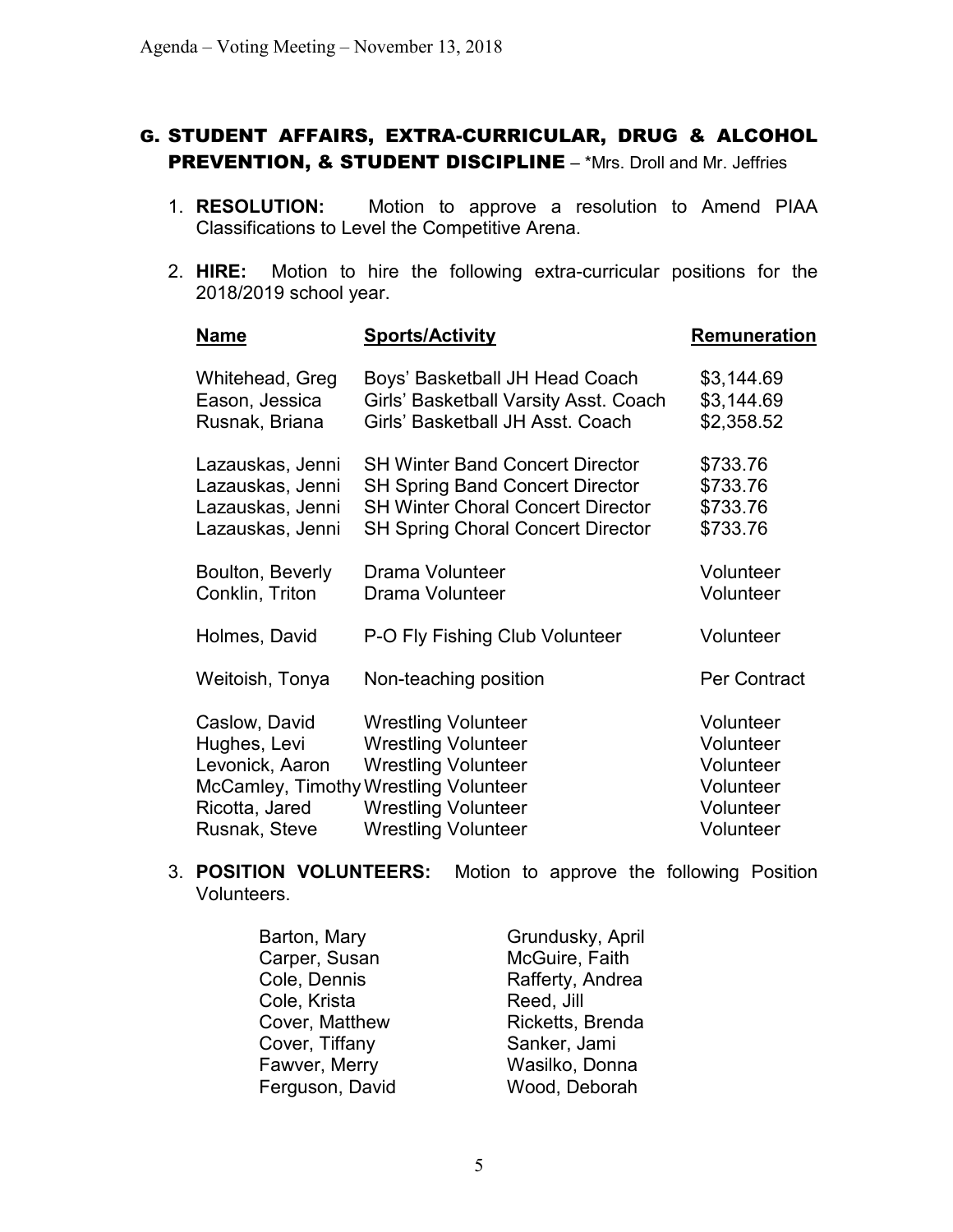## G. STUDENT AFFAIRS, EXTRA-CURRICULAR, DRUG & ALCOHOL PREVENTION, & STUDENT DISCIPLINE – *Mrs. Droll and Mr. Jeffries

1. **RESOLUTION:** Motion to approve a resolution to Amend PIAA Classifications to Level the Competitive Arena.

2. **HIRE:** Motion to hire the following extra-curricular positions for the 2018/2019 school year.

| Name | Sports/Activity | Remuneration |
|---|---|---|
| Whitehead, Greg | Boys' Basketball JH Head Coach | $3,144.69 |
| Eason, Jessica | Girls' Basketball Varsity Asst. Coach | $3,144.69 |
| Rusnak, Briana | Girls' Basketball JH Asst. Coach | $2,358.52 |
| Lazauskas, Jenni | SH Winter Band Concert Director | $733.76 |
| Lazauskas, Jenni | SH Spring Band Concert Director | $733.76 |
| Lazauskas, Jenni | SH Winter Choral Concert Director | $733.76 |
| Lazauskas, Jenni | SH Spring Choral Concert Director | $733.76 |
| Boulton, Beverly | Drama Volunteer | Volunteer |
| Conklin, Triton | Drama Volunteer | Volunteer |
| Holmes, David | P-O Fly Fishing Club Volunteer | Volunteer |
| Weitoish, Tonya | Non-teaching position | Per Contract |
| Caslow, David | Wrestling Volunteer | Volunteer |
| Hughes, Levi | Wrestling Volunteer | Volunteer |
| Levonick, Aaron | Wrestling Volunteer | Volunteer |
| McCamley, Timothy | Wrestling Volunteer | Volunteer |
| Ricotta, Jared | Wrestling Volunteer | Volunteer |
| Rusnak, Steve | Wrestling Volunteer | Volunteer |

3. **POSITION VOLUNTEERS:** Motion to approve the following Position Volunteers.

| | |
|---|---|
| Barton, Mary | Grundusky, April |
| Carper, Susan | McGuire, Faith |
| Cole, Dennis | Rafferty, Andrea |
| Cole, Krista | Reed, Jill |
| Cover, Matthew | Ricketts, Brenda |
| Cover, Tiffany | Sanker, Jami |
| Fawver, Merry | Wasilko, Donna |
| Ferguson, David | Wood, Deborah |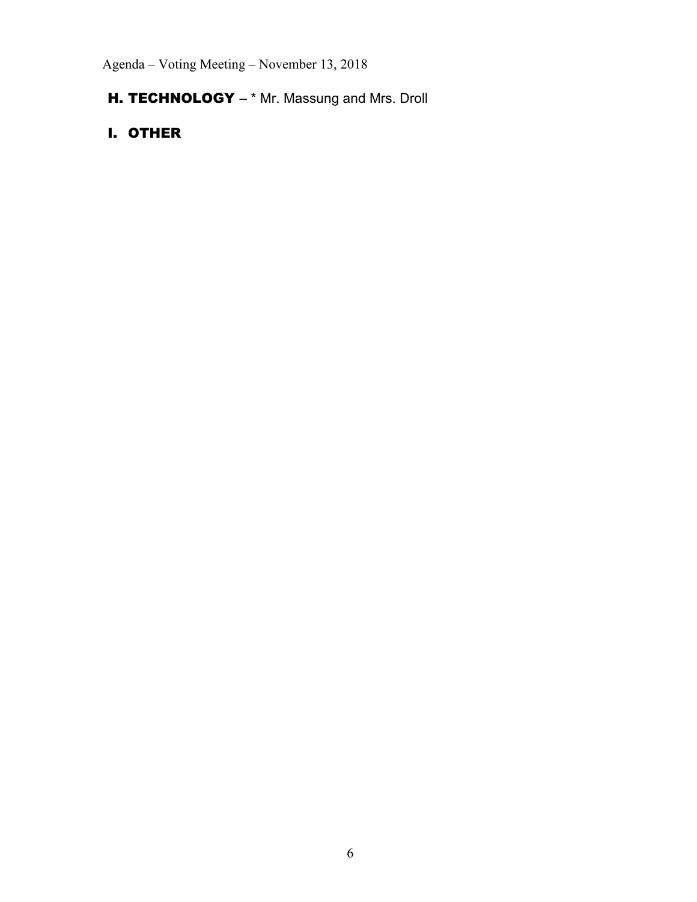## H. TECHNOLOGY – * Mr. Massung and Mrs. Droll

## I. OTHER